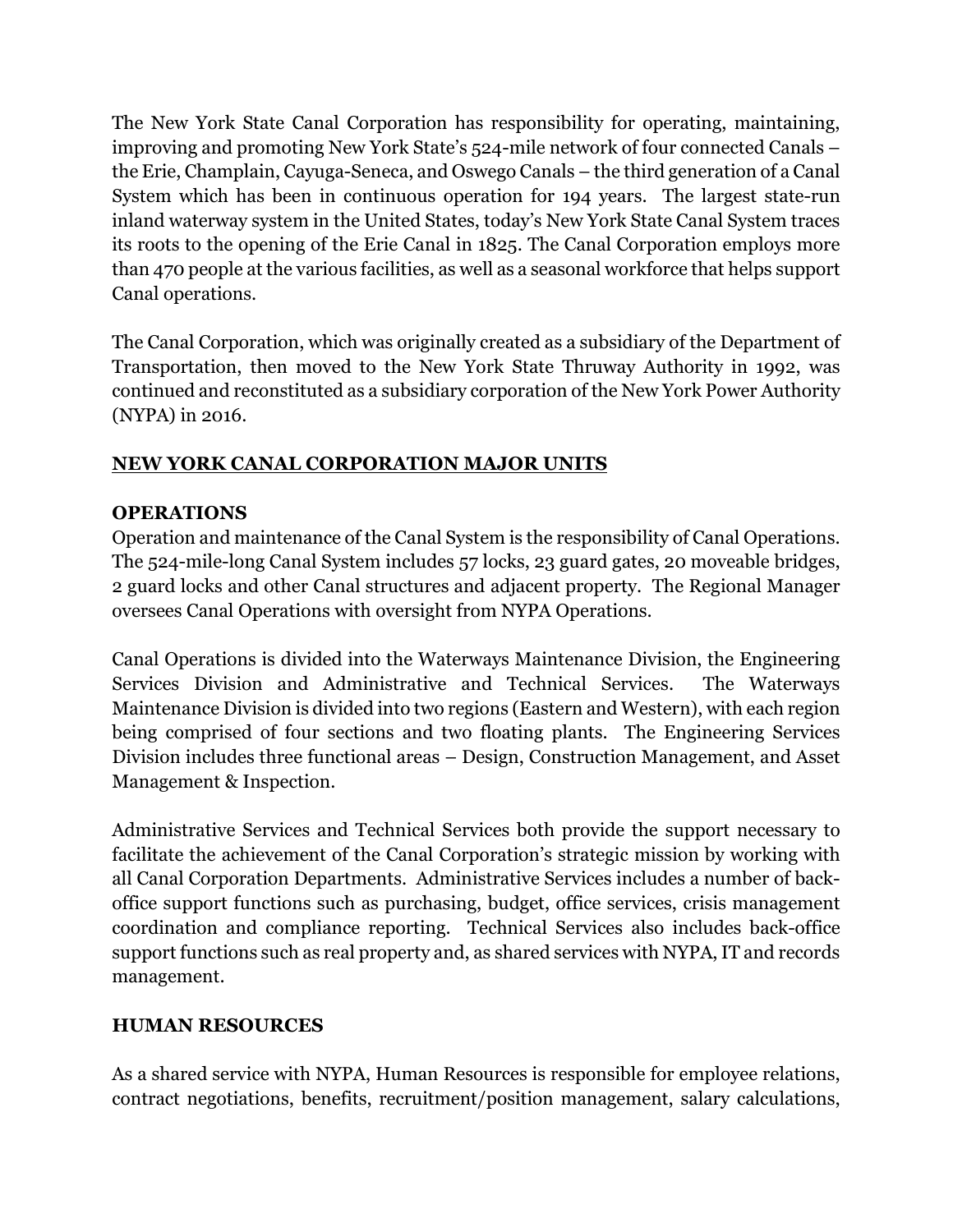The New York State Canal Corporation has responsibility for operating, maintaining, improving and promoting New York State's 524-mile network of four connected Canals – the Erie, Champlain, Cayuga-Seneca, and Oswego Canals – the third generation of a Canal System which has been in continuous operation for 194 years. The largest state-run inland waterway system in the United States, today's New York State Canal System traces its roots to the opening of the Erie Canal in 1825. The Canal Corporation employs more than 470 people at the various facilities, as well as a seasonal workforce that helps support Canal operations.

The Canal Corporation, which was originally created as a subsidiary of the Department of Transportation, then moved to the New York State Thruway Authority in 1992, was continued and reconstituted as a subsidiary corporation of the New York Power Authority (NYPA) in 2016.

## NEW YORK CANAL CORPORATION MAJOR UNITS

### OPERATIONS

Operation and maintenance of the Canal System is the responsibility of Canal Operations. The 524-mile-long Canal System includes 57 locks, 23 guard gates, 20 moveable bridges, 2 guard locks and other Canal structures and adjacent property. The Regional Manager oversees Canal Operations with oversight from NYPA Operations.

Canal Operations is divided into the Waterways Maintenance Division, the Engineering Services Division and Administrative and Technical Services. The Waterways Maintenance Division is divided into two regions (Eastern and Western), with each region being comprised of four sections and two floating plants. The Engineering Services Division includes three functional areas – Design, Construction Management, and Asset Management & Inspection.

Administrative Services and Technical Services both provide the support necessary to facilitate the achievement of the Canal Corporation's strategic mission by working with all Canal Corporation Departments. Administrative Services includes a number of back-office support functions such as purchasing, budget, office services, crisis management coordination and compliance reporting. Technical Services also includes back-office support functions such as real property and, as shared services with NYPA, IT and records management.

### HUMAN RESOURCES

As a shared service with NYPA, Human Resources is responsible for employee relations, contract negotiations, benefits, recruitment/position management, salary calculations,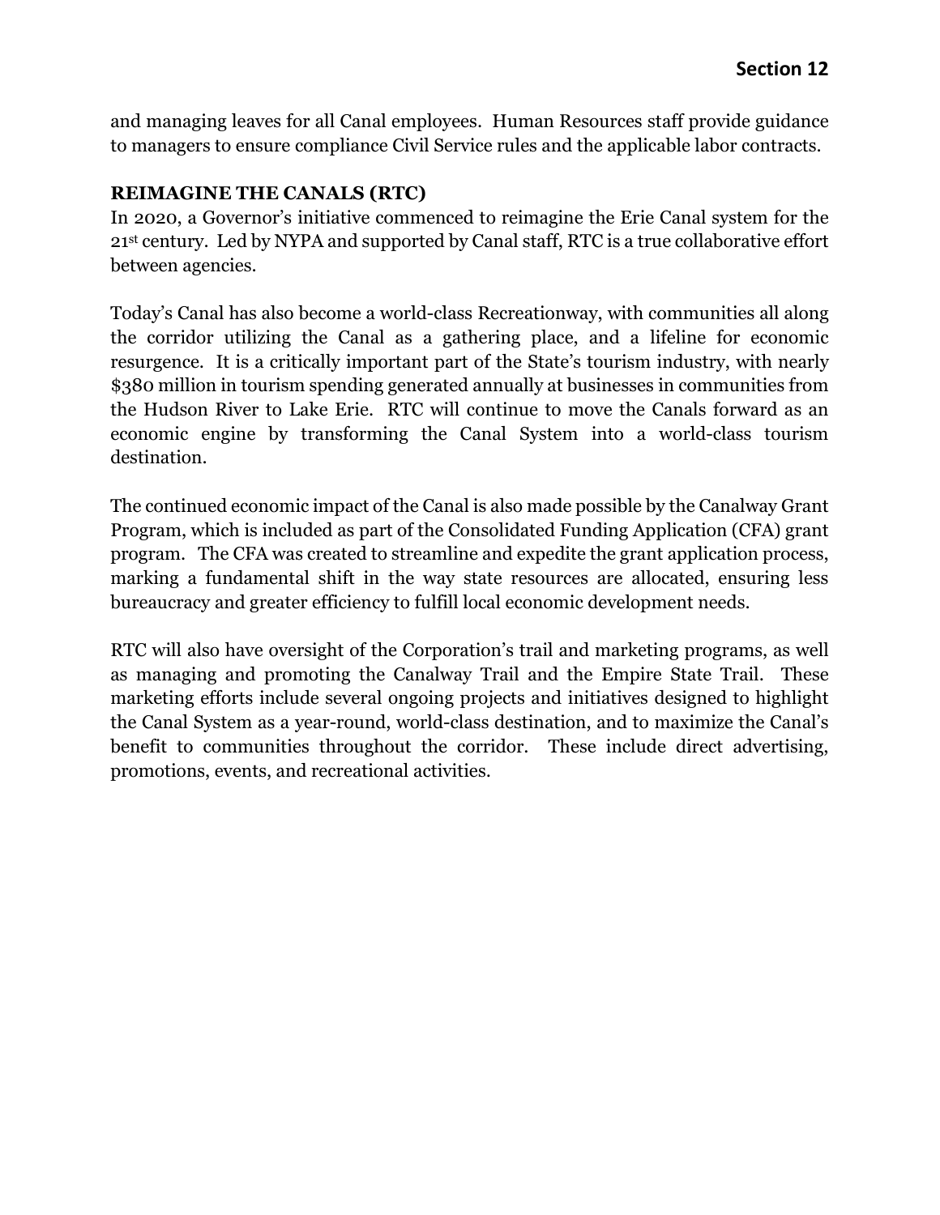and managing leaves for all Canal employees. Human Resources staff provide guidance to managers to ensure compliance Civil Service rules and the applicable labor contracts.

## REIMAGINE THE CANALS (RTC)

In 2020, a Governor's initiative commenced to reimagine the Erie Canal system for the 21st century. Led by NYPA and supported by Canal staff, RTC is a true collaborative effort between agencies.

Today's Canal has also become a world-class Recreationway, with communities all along the corridor utilizing the Canal as a gathering place, and a lifeline for economic resurgence. It is a critically important part of the State's tourism industry, with nearly $380 million in tourism spending generated annually at businesses in communities from the Hudson River to Lake Erie. RTC will continue to move the Canals forward as an economic engine by transforming the Canal System into a world-class tourism destination.

The continued economic impact of the Canal is also made possible by the Canalway Grant Program, which is included as part of the Consolidated Funding Application (CFA) grant program. The CFA was created to streamline and expedite the grant application process, marking a fundamental shift in the way state resources are allocated, ensuring less bureaucracy and greater efficiency to fulfill local economic development needs.

RTC will also have oversight of the Corporation's trail and marketing programs, as well as managing and promoting the Canalway Trail and the Empire State Trail. These marketing efforts include several ongoing projects and initiatives designed to highlight the Canal System as a year-round, world-class destination, and to maximize the Canal's benefit to communities throughout the corridor. These include direct advertising, promotions, events, and recreational activities.